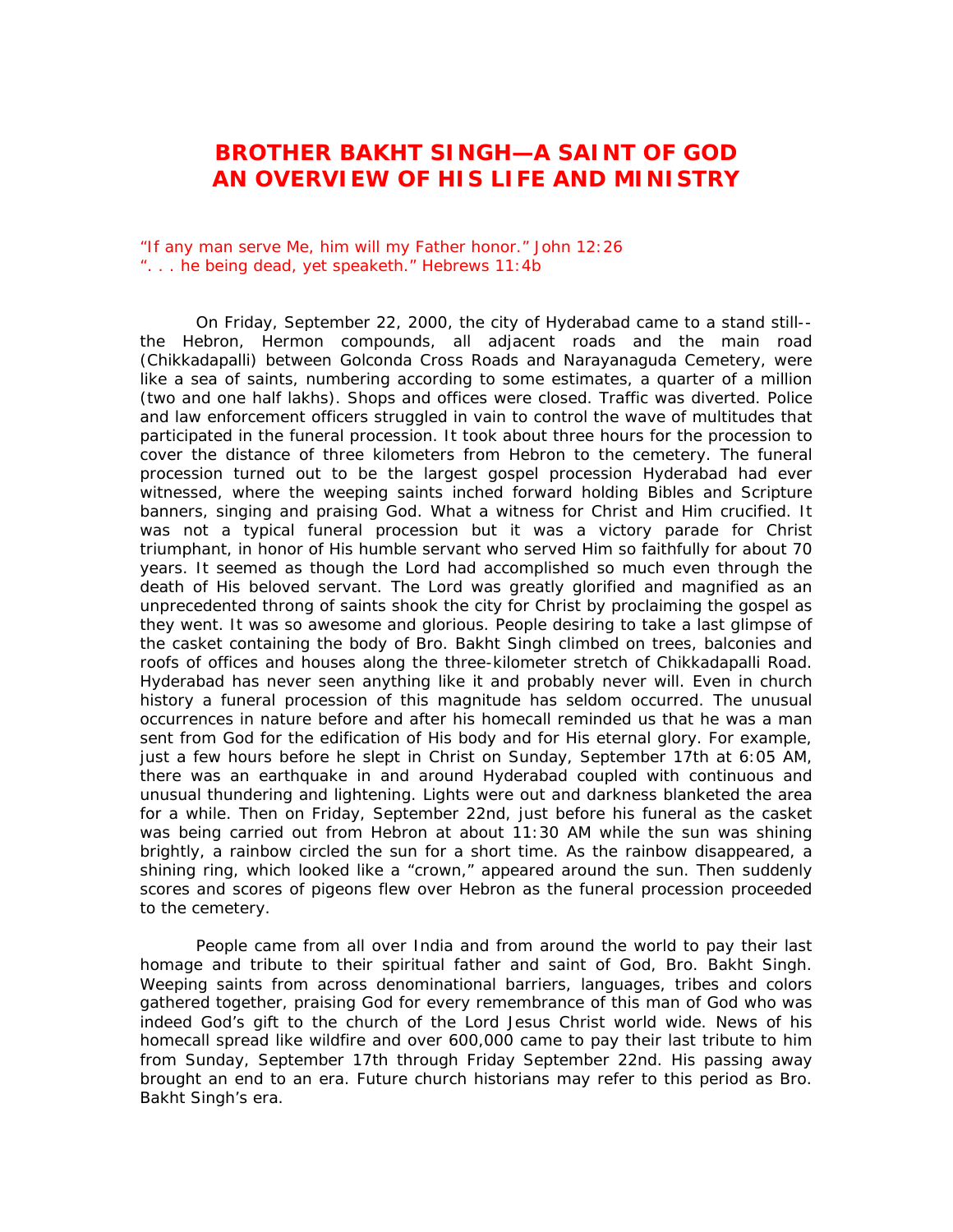# BROTHER BAKHT SINGH—A SAINT OF GOD
# AN OVERVIEW OF HIS LIFE AND MINISTRY

"If any man serve Me, him will my Father honor." John 12:26
". . . he being dead, yet speaketh." Hebrews 11:4b

On Friday, September 22, 2000, the city of Hyderabad came to a stand still--the Hebron, Hermon compounds, all adjacent roads and the main road (Chikkadapalli) between Golconda Cross Roads and Narayanaguda Cemetery, were like a sea of saints, numbering according to some estimates, a quarter of a million (two and one half lakhs). Shops and offices were closed. Traffic was diverted. Police and law enforcement officers struggled in vain to control the wave of multitudes that participated in the funeral procession. It took about three hours for the procession to cover the distance of three kilometers from Hebron to the cemetery. The funeral procession turned out to be the largest gospel procession Hyderabad had ever witnessed, where the weeping saints inched forward holding Bibles and Scripture banners, singing and praising God. What a witness for Christ and Him crucified. It was not a typical funeral procession but it was a victory parade for Christ triumphant, in honor of His humble servant who served Him so faithfully for about 70 years. It seemed as though the Lord had accomplished so much even through the death of His beloved servant. The Lord was greatly glorified and magnified as an unprecedented throng of saints shook the city for Christ by proclaiming the gospel as they went. It was so awesome and glorious. People desiring to take a last glimpse of the casket containing the body of Bro. Bakht Singh climbed on trees, balconies and roofs of offices and houses along the three-kilometer stretch of Chikkadapalli Road. Hyderabad has never seen anything like it and probably never will. Even in church history a funeral procession of this magnitude has seldom occurred. The unusual occurrences in nature before and after his homecall reminded us that he was a man sent from God for the edification of His body and for His eternal glory. For example, just a few hours before he slept in Christ on Sunday, September 17th at 6:05 AM, there was an earthquake in and around Hyderabad coupled with continuous and unusual thundering and lightening. Lights were out and darkness blanketed the area for a while. Then on Friday, September 22nd, just before his funeral as the casket was being carried out from Hebron at about 11:30 AM while the sun was shining brightly, a rainbow circled the sun for a short time. As the rainbow disappeared, a shining ring, which looked like a "crown," appeared around the sun. Then suddenly scores and scores of pigeons flew over Hebron as the funeral procession proceeded to the cemetery.

People came from all over India and from around the world to pay their last homage and tribute to their spiritual father and saint of God, Bro. Bakht Singh. Weeping saints from across denominational barriers, languages, tribes and colors gathered together, praising God for every remembrance of this man of God who was indeed God's gift to the church of the Lord Jesus Christ world wide. News of his homecall spread like wildfire and over 600,000 came to pay their last tribute to him from Sunday, September 17th through Friday September 22nd. His passing away brought an end to an era. Future church historians may refer to this period as Bro. Bakht Singh's era.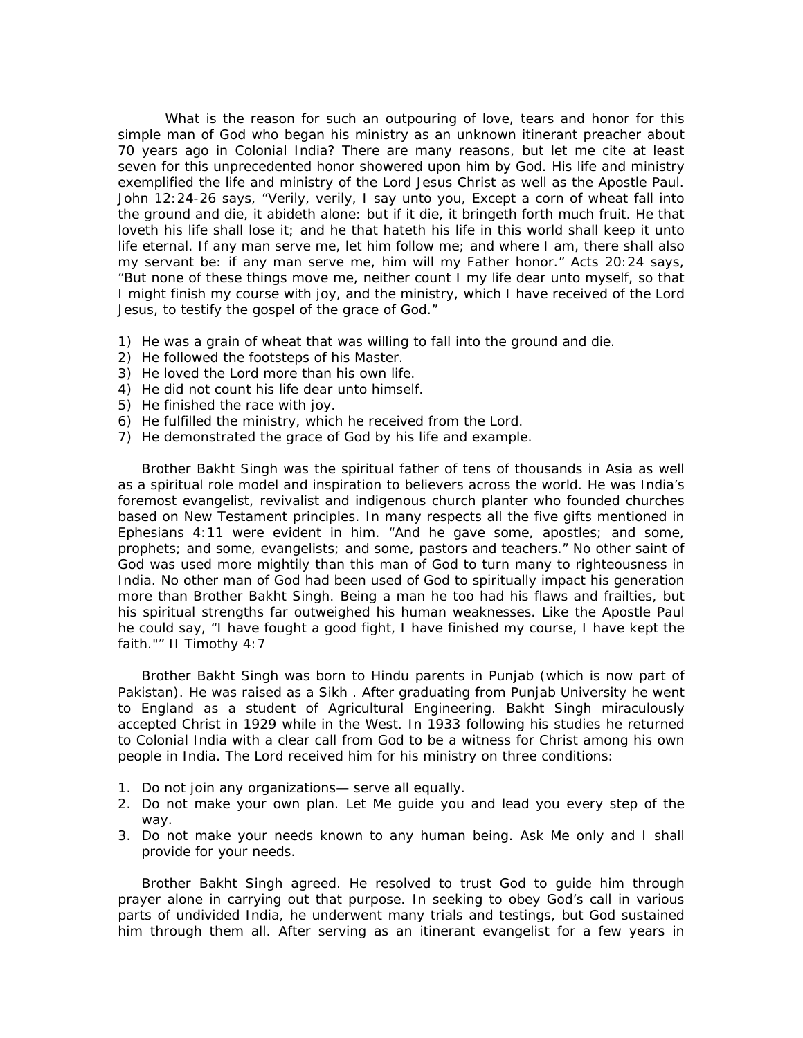What is the reason for such an outpouring of love, tears and honor for this simple man of God who began his ministry as an unknown itinerant preacher about 70 years ago in Colonial India? There are many reasons, but let me cite at least seven for this unprecedented honor showered upon him by God. His life and ministry exemplified the life and ministry of the Lord Jesus Christ as well as the Apostle Paul. John 12:24-26 says, "Verily, verily, I say unto you, Except a corn of wheat fall into the ground and die, it abideth alone: but if it die, it bringeth forth much fruit. He that loveth his life shall lose it; and he that hateth his life in this world shall keep it unto life eternal. If any man serve me, let him follow me; and where I am, there shall also my servant be: if any man serve me, him will my Father honor." Acts 20:24 says, "But none of these things move me, neither count I my life dear unto myself, so that I might finish my course with joy, and the ministry, which I have received of the Lord Jesus, to testify the gospel of the grace of God."

1) He was a grain of wheat that was willing to fall into the ground and die.
2) He followed the footsteps of his Master.
3) He loved the Lord more than his own life.
4) He did not count his life dear unto himself.
5) He finished the race with joy.
6) He fulfilled the ministry, which he received from the Lord.
7) He demonstrated the grace of God by his life and example.

Brother Bakht Singh was the spiritual father of tens of thousands in Asia as well as a spiritual role model and inspiration to believers across the world. He was India's foremost evangelist, revivalist and indigenous church planter who founded churches based on New Testament principles. In many respects all the five gifts mentioned in Ephesians 4:11 were evident in him. "And he gave some, apostles; and some, prophets; and some, evangelists; and some, pastors and teachers." No other saint of God was used more mightily than this man of God to turn many to righteousness in India. No other man of God had been used of God to spiritually impact his generation more than Brother Bakht Singh. Being a man he too had his flaws and frailties, but his spiritual strengths far outweighed his human weaknesses. Like the Apostle Paul he could say, "I have fought a good fight, I have finished my course, I have kept the faith."" II Timothy 4:7

Brother Bakht Singh was born to Hindu parents in Punjab (which is now part of Pakistan). He was raised as a Sikh . After graduating from Punjab University he went to England as a student of Agricultural Engineering. Bakht Singh miraculously accepted Christ in 1929 while in the West. In 1933 following his studies he returned to Colonial India with a clear call from God to be a witness for Christ among his own people in India. The Lord received him for his ministry on three conditions:

1. Do not join any organizations— serve all equally.
2. Do not make your own plan. Let Me guide you and lead you every step of the way.
3. Do not make your needs known to any human being. Ask Me only and I shall provide for your needs.

Brother Bakht Singh agreed. He resolved to trust God to guide him through prayer alone in carrying out that purpose. In seeking to obey God's call in various parts of undivided India, he underwent many trials and testings, but God sustained him through them all. After serving as an itinerant evangelist for a few years in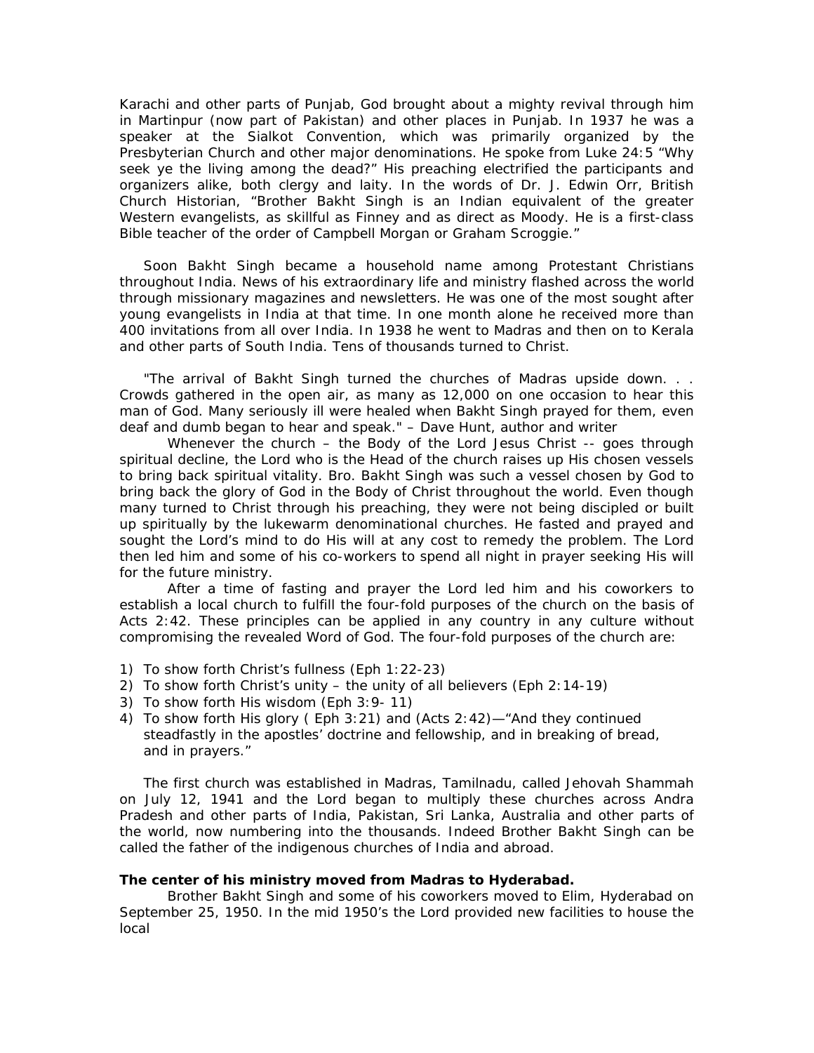Karachi and other parts of Punjab, God brought about a mighty revival through him in Martinpur (now part of Pakistan) and other places in Punjab. In 1937 he was a speaker at the Sialkot Convention, which was primarily organized by the Presbyterian Church and other major denominations. He spoke from Luke 24:5 “Why seek ye the living among the dead?” His preaching electrified the participants and organizers alike, both clergy and laity. In the words of Dr. J. Edwin Orr, British Church Historian, “Brother Bakht Singh is an Indian equivalent of the greater Western evangelists, as skillful as Finney and as direct as Moody. He is a first-class Bible teacher of the order of Campbell Morgan or Graham Scroggie.”

Soon Bakht Singh became a household name among Protestant Christians throughout India. News of his extraordinary life and ministry flashed across the world through missionary magazines and newsletters. He was one of the most sought after young evangelists in India at that time. In one month alone he received more than 400 invitations from all over India. In 1938 he went to Madras and then on to Kerala and other parts of South India. Tens of thousands turned to Christ.

"The arrival of Bakht Singh turned the churches of Madras upside down. . . Crowds gathered in the open air, as many as 12,000 on one occasion to hear this man of God. Many seriously ill were healed when Bakht Singh prayed for them, even deaf and dumb began to hear and speak." – Dave Hunt, author and writer

Whenever the church – the Body of the Lord Jesus Christ -- goes through spiritual decline, the Lord who is the Head of the church raises up His chosen vessels to bring back spiritual vitality. Bro. Bakht Singh was such a vessel chosen by God to bring back the glory of God in the Body of Christ throughout the world. Even though many turned to Christ through his preaching, they were not being discipled or built up spiritually by the lukewarm denominational churches. He fasted and prayed and sought the Lord’s mind to do His will at any cost to remedy the problem. The Lord then led him and some of his co-workers to spend all night in prayer seeking His will for the future ministry.

After a time of fasting and prayer the Lord led him and his coworkers to establish a local church to fulfill the four-fold purposes of the church on the basis of Acts 2:42. These principles can be applied in any country in any culture without compromising the revealed Word of God. The four-fold purposes of the church are:

1) To show forth Christ’s fullness (Eph 1:22-23)
2) To show forth Christ’s unity – the unity of all believers (Eph 2:14-19)
3) To show forth His wisdom (Eph 3:9- 11)
4) To show forth His glory ( Eph 3:21) and (Acts 2:42)—“And they continued steadfastly in the apostles’ doctrine and fellowship, and in breaking of bread, and in prayers.”

The first church was established in Madras, Tamilnadu, called Jehovah Shammah on July 12, 1941 and the Lord began to multiply these churches across Andra Pradesh and other parts of India, Pakistan, Sri Lanka, Australia and other parts of the world, now numbering into the thousands. Indeed Brother Bakht Singh can be called the father of the indigenous churches of India and abroad.

**The center of his ministry moved from Madras to Hyderabad.**

Brother Bakht Singh and some of his coworkers moved to Elim, Hyderabad on September 25, 1950. In the mid 1950’s the Lord provided new facilities to house the local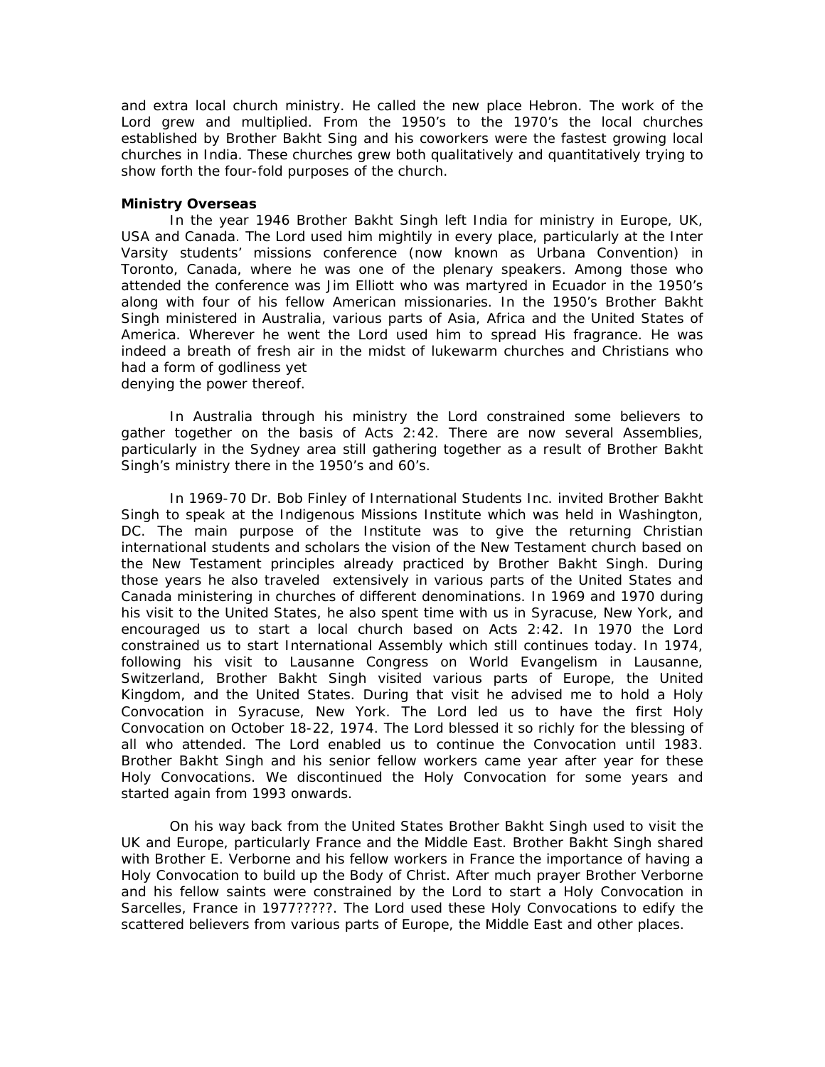and extra local church ministry. He called the new place Hebron. The work of the Lord grew and multiplied. From the 1950's to the 1970's the local churches established by Brother Bakht Sing and his coworkers were the fastest growing local churches in India. These churches grew both qualitatively and quantitatively trying to show forth the four-fold purposes of the church.

**Ministry Overseas**

In the year 1946 Brother Bakht Singh left India for ministry in Europe, UK, USA and Canada. The Lord used him mightily in every place, particularly at the Inter Varsity students' missions conference (now known as Urbana Convention) in Toronto, Canada, where he was one of the plenary speakers. Among those who attended the conference was Jim Elliott who was martyred in Ecuador in the 1950's along with four of his fellow American missionaries. In the 1950's Brother Bakht Singh ministered in Australia, various parts of Asia, Africa and the United States of America. Wherever he went the Lord used him to spread His fragrance. He was indeed a breath of fresh air in the midst of lukewarm churches and Christians who had a form of godliness yet
denying the power thereof.

In Australia through his ministry the Lord constrained some believers to gather together on the basis of Acts 2:42. There are now several Assemblies, particularly in the Sydney area still gathering together as a result of Brother Bakht Singh's ministry there in the 1950's and 60's.

In 1969-70 Dr. Bob Finley of International Students Inc. invited Brother Bakht Singh to speak at the Indigenous Missions Institute which was held in Washington, DC. The main purpose of the Institute was to give the returning Christian international students and scholars the vision of the New Testament church based on the New Testament principles already practiced by Brother Bakht Singh. During those years he also traveled extensively in various parts of the United States and Canada ministering in churches of different denominations. In 1969 and 1970 during his visit to the United States, he also spent time with us in Syracuse, New York, and encouraged us to start a local church based on Acts 2:42. In 1970 the Lord constrained us to start International Assembly which still continues today. In 1974, following his visit to Lausanne Congress on World Evangelism in Lausanne, Switzerland, Brother Bakht Singh visited various parts of Europe, the United Kingdom, and the United States. During that visit he advised me to hold a Holy Convocation in Syracuse, New York. The Lord led us to have the first Holy Convocation on October 18-22, 1974. The Lord blessed it so richly for the blessing of all who attended. The Lord enabled us to continue the Convocation until 1983. Brother Bakht Singh and his senior fellow workers came year after year for these Holy Convocations. We discontinued the Holy Convocation for some years and started again from 1993 onwards.

On his way back from the United States Brother Bakht Singh used to visit the UK and Europe, particularly France and the Middle East. Brother Bakht Singh shared with Brother E. Verborne and his fellow workers in France the importance of having a Holy Convocation to build up the Body of Christ. After much prayer Brother Verborne and his fellow saints were constrained by the Lord to start a Holy Convocation in Sarcelles, France in 1977?????. The Lord used these Holy Convocations to edify the scattered believers from various parts of Europe, the Middle East and other places.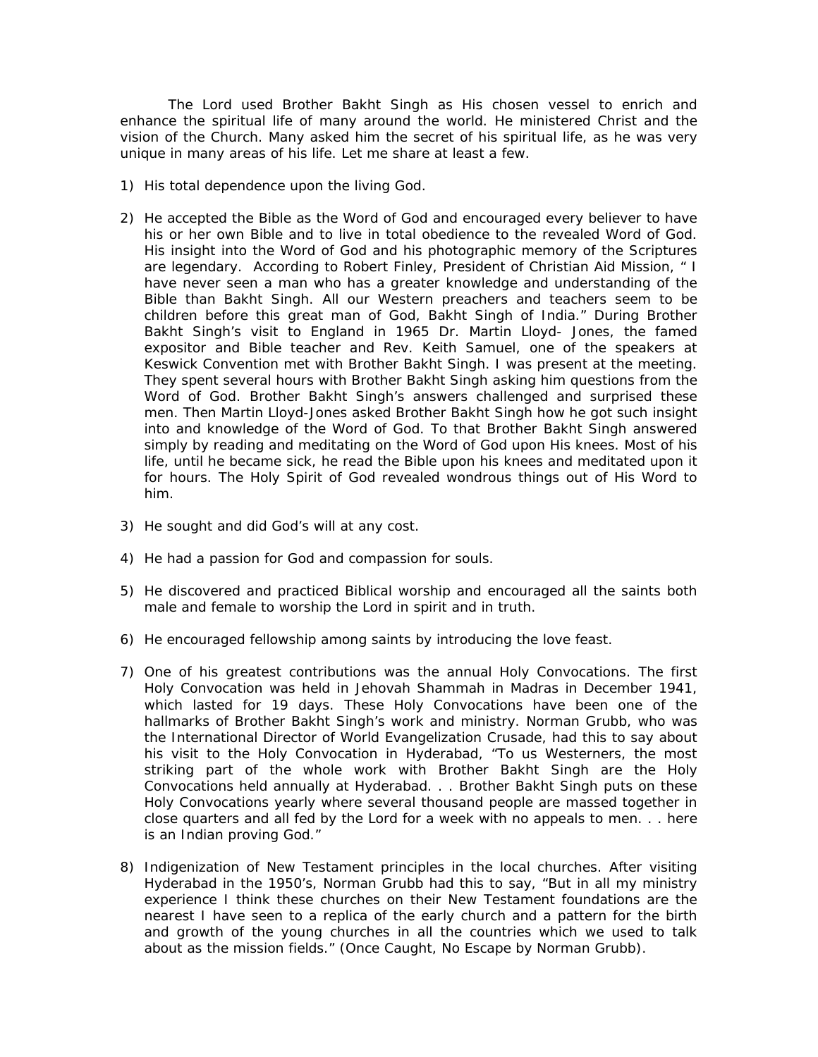The Lord used Brother Bakht Singh as His chosen vessel to enrich and enhance the spiritual life of many around the world. He ministered Christ and the vision of the Church. Many asked him the secret of his spiritual life, as he was very unique in many areas of his life. Let me share at least a few.

1) His total dependence upon the living God.

2) He accepted the Bible as the Word of God and encouraged every believer to have his or her own Bible and to live in total obedience to the revealed Word of God. His insight into the Word of God and his photographic memory of the Scriptures are legendary. According to Robert Finley, President of Christian Aid Mission, " I have never seen a man who has a greater knowledge and understanding of the Bible than Bakht Singh. All our Western preachers and teachers seem to be children before this great man of God, Bakht Singh of India." During Brother Bakht Singh's visit to England in 1965 Dr. Martin Lloyd- Jones, the famed expositor and Bible teacher and Rev. Keith Samuel, one of the speakers at Keswick Convention met with Brother Bakht Singh. I was present at the meeting. They spent several hours with Brother Bakht Singh asking him questions from the Word of God. Brother Bakht Singh's answers challenged and surprised these men. Then Martin Lloyd-Jones asked Brother Bakht Singh how he got such insight into and knowledge of the Word of God. To that Brother Bakht Singh answered simply by reading and meditating on the Word of God upon His knees. Most of his life, until he became sick, he read the Bible upon his knees and meditated upon it for hours. The Holy Spirit of God revealed wondrous things out of His Word to him.

3) He sought and did God's will at any cost.

4) He had a passion for God and compassion for souls.

5) He discovered and practiced Biblical worship and encouraged all the saints both male and female to worship the Lord in spirit and in truth.

6) He encouraged fellowship among saints by introducing the love feast.

7) One of his greatest contributions was the annual Holy Convocations. The first Holy Convocation was held in Jehovah Shammah in Madras in December 1941, which lasted for 19 days. These Holy Convocations have been one of the hallmarks of Brother Bakht Singh's work and ministry. Norman Grubb, who was the International Director of World Evangelization Crusade, had this to say about his visit to the Holy Convocation in Hyderabad, "To us Westerners, the most striking part of the whole work with Brother Bakht Singh are the Holy Convocations held annually at Hyderabad. . . Brother Bakht Singh puts on these Holy Convocations yearly where several thousand people are massed together in close quarters and all fed by the Lord for a week with no appeals to men. . . here is an Indian proving God."

8) Indigenization of New Testament principles in the local churches. After visiting Hyderabad in the 1950's, Norman Grubb had this to say, "But in all my ministry experience I think these churches on their New Testament foundations are the nearest I have seen to a replica of the early church and a pattern for the birth and growth of the young churches in all the countries which we used to talk about as the mission fields." (Once Caught, No Escape by Norman Grubb).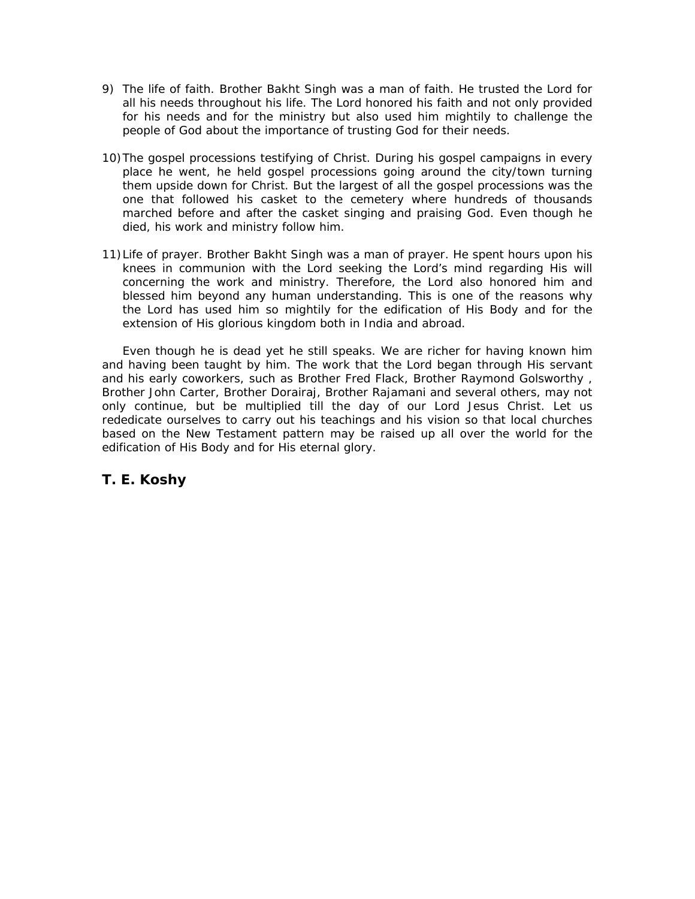9) The life of faith. Brother Bakht Singh was a man of faith. He trusted the Lord for all his needs throughout his life. The Lord honored his faith and not only provided for his needs and for the ministry but also used him mightily to challenge the people of God about the importance of trusting God for their needs.

10) The gospel processions testifying of Christ. During his gospel campaigns in every place he went, he held gospel processions going around the city/town turning them upside down for Christ. But the largest of all the gospel processions was the one that followed his casket to the cemetery where hundreds of thousands marched before and after the casket singing and praising God. Even though he died, his work and ministry follow him.

11) Life of prayer. Brother Bakht Singh was a man of prayer. He spent hours upon his knees in communion with the Lord seeking the Lord's mind regarding His will concerning the work and ministry. Therefore, the Lord also honored him and blessed him beyond any human understanding. This is one of the reasons why the Lord has used him so mightily for the edification of His Body and for the extension of His glorious kingdom both in India and abroad.

Even though he is dead yet he still speaks. We are richer for having known him and having been taught by him. The work that the Lord began through His servant and his early coworkers, such as Brother Fred Flack, Brother Raymond Golsworthy , Brother John Carter, Brother Dorairaj, Brother Rajamani and several others, may not only continue, but be multiplied till the day of our Lord Jesus Christ. Let us rededicate ourselves to carry out his teachings and his vision so that local churches based on the New Testament pattern may be raised up all over the world for the edification of His Body and for His eternal glory.

**T. E. Koshy**